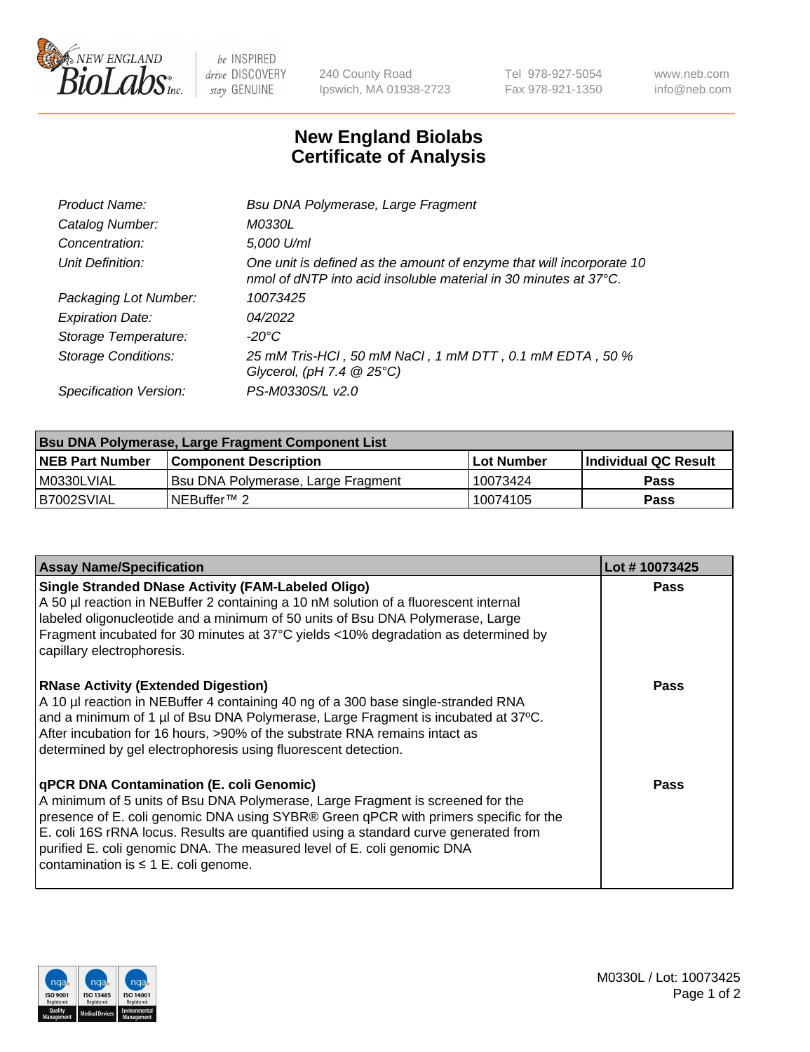New England BioLabs Inc. — be INSPIRED, drive DISCOVERY, stay GENUINE

240 County Road
Ipswich, MA 01938-2723

Tel 978-927-5054
Fax 978-921-1350

www.neb.com
info@neb.com

# New England Biolabs Certificate of Analysis

| | |
|---|---|
| *Product Name:* | *Bsu DNA Polymerase, Large Fragment* |
| *Catalog Number:* | *M0330L* |
| *Concentration:* | *5,000 U/ml* |
| *Unit Definition:* | *One unit is defined as the amount of enzyme that will incorporate 10 nmol of dNTP into acid insoluble material in 30 minutes at 37°C.* |
| *Packaging Lot Number:* | *10073425* |
| *Expiration Date:* | *04/2022* |
| *Storage Temperature:* | *-20°C* |
| *Storage Conditions:* | *25 mM Tris-HCl , 50 mM NaCl , 1 mM DTT , 0.1 mM EDTA , 50 % Glycerol, (pH 7.4 @ 25°C)* |
| *Specification Version:* | *PS-M0330S/L v2.0* |

| Bsu DNA Polymerase, Large Fragment Component List | | | |
|---|---|---|---|
| **NEB Part Number** | **Component Description** | **Lot Number** | **Individual QC Result** |
| M0330LVIAL | Bsu DNA Polymerase, Large Fragment | 10074424 | **Pass** |
| B7002SVIAL | NEBuffer™ 2 | 10074105 | **Pass** |

| Assay Name/Specification | Lot # 10073425 |
|---|---|
| **Single Stranded DNase Activity (FAM-Labeled Oligo)**<br>A 50 µl reaction in NEBuffer 2 containing a 10 nM solution of a fluorescent internal labeled oligonucleotide and a minimum of 50 units of Bsu DNA Polymerase, Large Fragment incubated for 30 minutes at 37°C yields <10% degradation as determined by capillary electrophoresis. | **Pass** |
| **RNase Activity (Extended Digestion)**<br>A 10 µl reaction in NEBuffer 4 containing 40 ng of a 300 base single-stranded RNA and a minimum of 1 µl of Bsu DNA Polymerase, Large Fragment is incubated at 37ºC. After incubation for 16 hours, >90% of the substrate RNA remains intact as determined by gel electrophoresis using fluorescent detection. | **Pass** |
| **qPCR DNA Contamination (E. coli Genomic)**<br>A minimum of 5 units of Bsu DNA Polymerase, Large Fragment is screened for the presence of E. coli genomic DNA using SYBR® Green qPCR with primers specific for the E. coli 16S rRNA locus. Results are quantified using a standard curve generated from purified E. coli genomic DNA. The measured level of E. coli genomic DNA contamination is ≤ 1 E. coli genome. | **Pass** |

M0330L / Lot: 10073425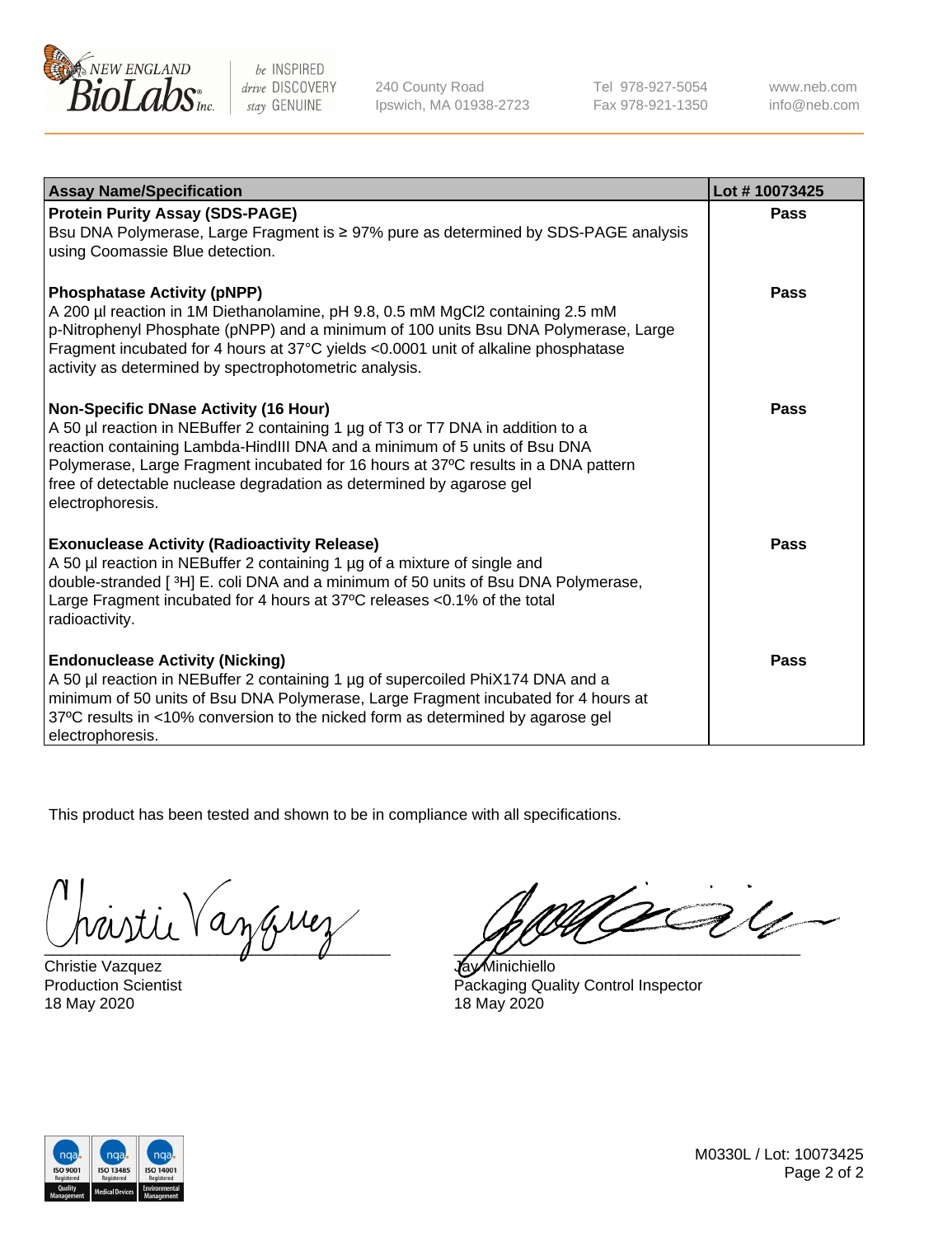| Assay Name/Specification | Lot # 10073425 |
|---|---|
| **Protein Purity Assay (SDS-PAGE)**<br>Bsu DNA Polymerase, Large Fragment is ≥ 97% pure as determined by SDS-PAGE analysis using Coomassie Blue detection. | Pass |
| **Phosphatase Activity (pNPP)**<br>A 200 µl reaction in 1M Diethanolamine, pH 9.8, 0.5 mM $MgCl_2$ containing 2.5 mM p-Nitrophenyl Phosphate (pNPP) and a minimum of 100 units Bsu DNA Polymerase, Large Fragment incubated for 4 hours at 37°C yields <0.0001 unit of alkaline phosphatase activity as determined by spectrophotometric analysis. | Pass |
| **Non-Specific DNase Activity (16 Hour)**<br>A 50 µl reaction in NEBuffer 2 containing 1 µg of T3 or T7 DNA in addition to a reaction containing Lambda-HindIII DNA and a minimum of 5 units of Bsu DNA Polymerase, Large Fragment incubated for 16 hours at 37ºC results in a DNA pattern free of detectable nuclease degradation as determined by agarose gel electrophoresis. | Pass |
| **Exonuclease Activity (Radioactivity Release)**<br>A 50 µl reaction in NEBuffer 2 containing 1 µg of a mixture of single and double-stranded [ $^3$H] E. coli DNA and a minimum of 50 units of Bsu DNA Polymerase, Large Fragment incubated for 4 hours at 37ºC releases <0.1% of the total radioactivity. | Pass |
| **Endonuclease Activity (Nicking)**<br>A 50 µl reaction in NEBuffer 2 containing 1 µg of supercoiled PhiX174 DNA and a minimum of 50 units of Bsu DNA Polymerase, Large Fragment incubated for 4 hours at 37ºC results in <10% conversion to the nicked form as determined by agarose gel electrophoresis. | Pass |

This product has been tested and shown to be in compliance with all specifications.

Christie Vazquez
Production Scientist
18 May 2020

Jay Minichiello
Packaging Quality Control Inspector
18 May 2020

M0330L / Lot: 10073425